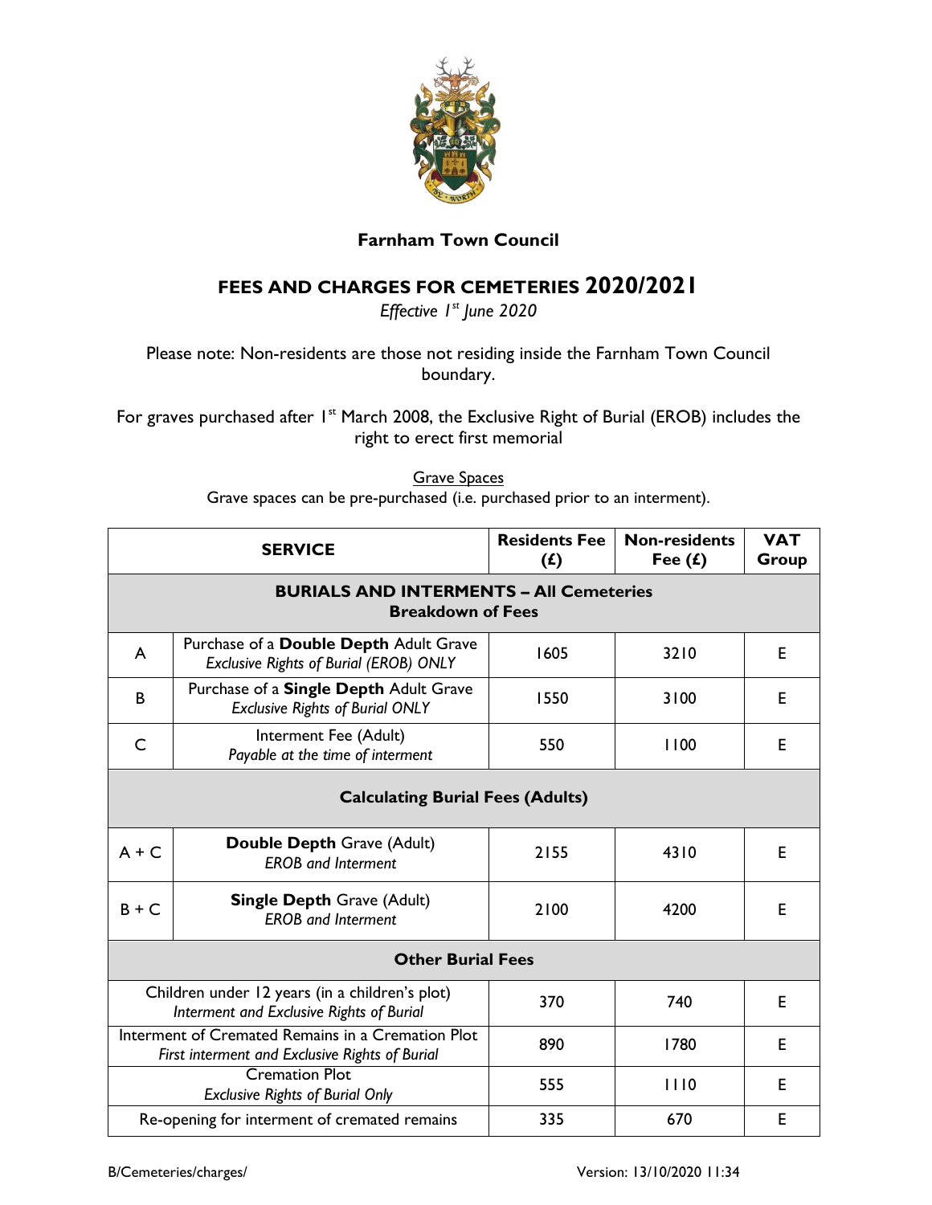**Farnham Town Council**

# FEES AND CHARGES FOR CEMETERIES 2020/2021

*Effective 1st June 2020*

Please note: Non-residents are those not residing inside the Farnham Town Council boundary.

For graves purchased after 1st March 2008, the Exclusive Right of Burial (EROB) includes the right to erect first memorial

Grave Spaces

Grave spaces can be pre-purchased (i.e. purchased prior to an interment).

| SERVICE | | Residents Fee (£) | Non-residents Fee (£) | VAT Group |
|---|---|---|---|---|
| **BURIALS AND INTERMENTS – All Cemeteries** **Breakdown of Fees** | | | | |
| A | Purchase of a **Double Depth** Adult Grave *Exclusive Rights of Burial (EROB) ONLY* | 1605 | 3210 | E |
| B | Purchase of a **Single Depth** Adult Grave *Exclusive Rights of Burial ONLY* | 1550 | 3100 | E |
| C | Interment Fee (Adult) *Payable at the time of interment* | 550 | 1100 | E |
| **Calculating Burial Fees (Adults)** | | | | |
| A + C | **Double Depth** Grave (Adult) *EROB and Interment* | 2155 | 4310 | E |
| B + C | **Single Depth** Grave (Adult) *EROB and Interment* | 2100 | 4200 | E |
| **Other Burial Fees** | | | | |
| Children under 12 years (in a children's plot) *Interment and Exclusive Rights of Burial* | | 370 | 740 | E |
| Interment of Cremated Remains in a Cremation Plot *First interment and Exclusive Rights of Burial* | | 890 | 1780 | E |
| Cremation Plot *Exclusive Rights of Burial Only* | | 555 | 1110 | E |
| Re-opening for interment of cremated remains | | 335 | 670 | E |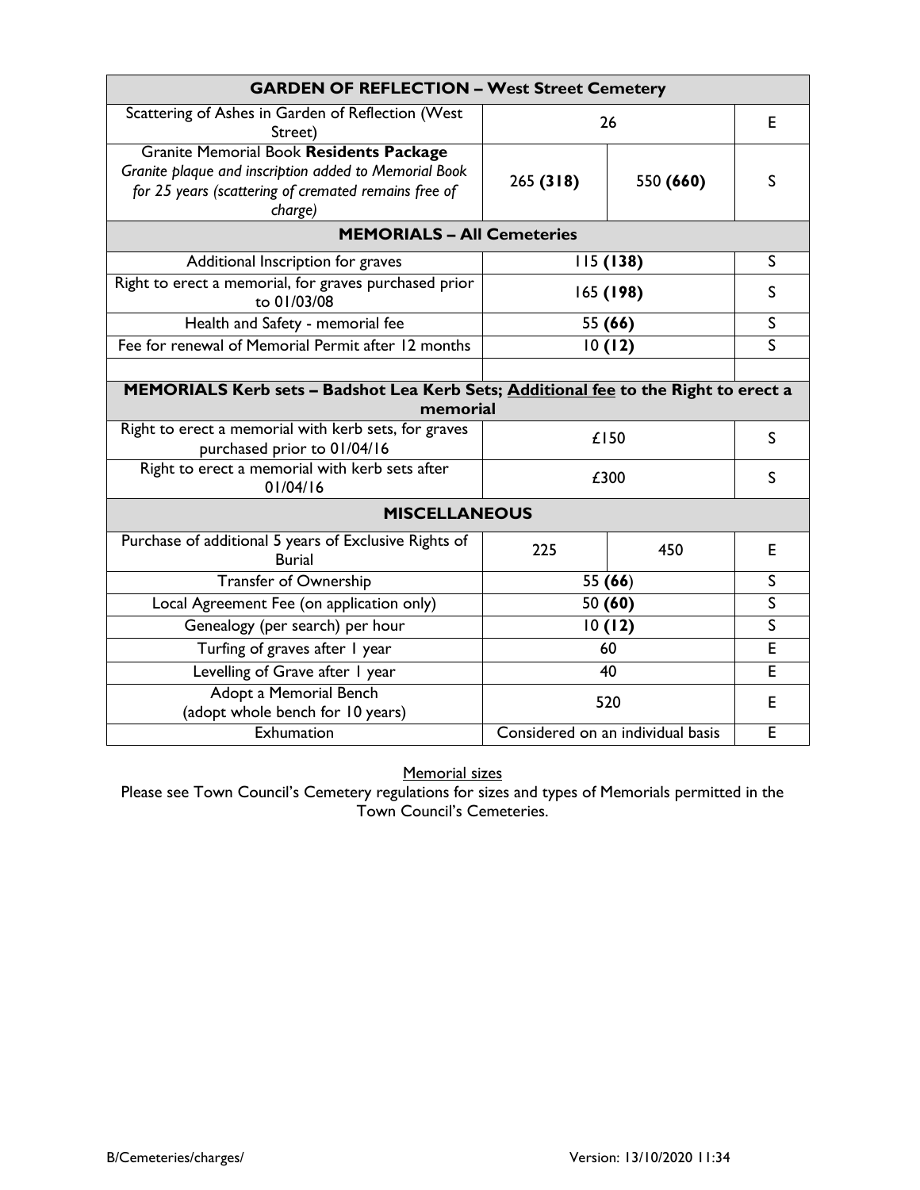| | | | |
|---|---|---|---|
| **GARDEN OF REFLECTION – West Street Cemetery** | | | |
| Scattering of Ashes in Garden of Reflection (West Street) | 26 | | E |
| Granite Memorial Book **Residents Package** *Granite plaque and inscription added to Memorial Book for 25 years (scattering of cremated remains free of charge)* | 265 **(318)** | 550 **(660)** | S |
| **MEMORIALS – All Cemeteries** | | | |
| Additional Inscription for graves | 115 **(138)** | | S |
| Right to erect a memorial, for graves purchased prior to 01/03/08 | 165 **(198)** | | S |
| Health and Safety - memorial fee | 55 **(66)** | | S |
| Fee for renewal of Memorial Permit after 12 months | 10 **(12)** | | S |
| | | | |
| **MEMORIALS Kerb sets – Badshot Lea Kerb Sets; <u>Additional fee</u> to the Right to erect a memorial** | | | |
| Right to erect a memorial with kerb sets, for graves purchased prior to 01/04/16 | £150 | | S |
| Right to erect a memorial with kerb sets after 01/04/16 | £300 | | S |
| **MISCELLANEOUS** | | | |
| Purchase of additional 5 years of Exclusive Rights of Burial | 225 | 450 | E |
| Transfer of Ownership | 55 **(66)** | | S |
| Local Agreement Fee (on application only) | 50 **(60)** | | S |
| Genealogy (per search) per hour | 10 **(12)** | | S |
| Turfing of graves after 1 year | 60 | | E |
| Levelling of Grave after 1 year | 40 | | E |
| Adopt a Memorial Bench (adopt whole bench for 10 years) | 520 | | E |
| Exhumation | Considered on an individual basis | | E |

<u>Memorial sizes</u>

Please see Town Council's Cemetery regulations for sizes and types of Memorials permitted in the Town Council's Cemeteries.

B/Cemeteries/charges/ Version: 13/10/2020 11:34